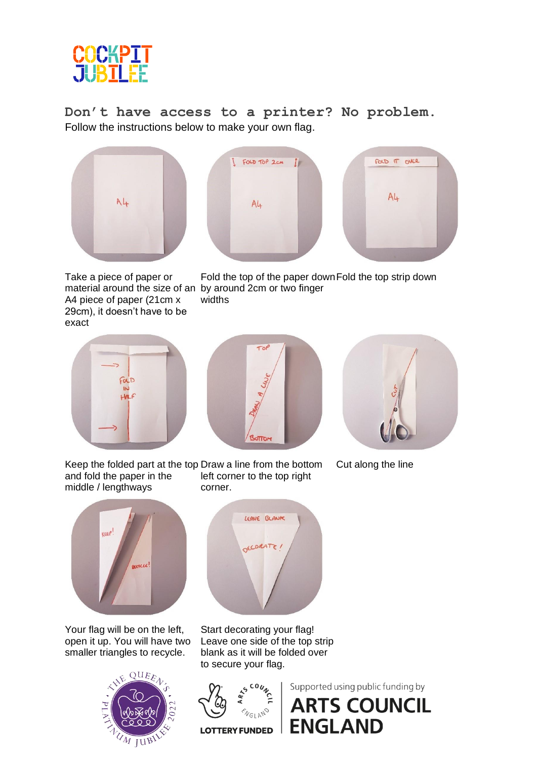COCKPIT JUBILEE

## Don't have access to a printer? No problem.

Follow the instructions below to make your own flag.

Take a piece of paper or material around the size of an A4 piece of paper (21cm x 29cm), it doesn't have to be exact

Fold the top of the paper down by around 2cm or two finger widths

Fold the top strip down

Keep the folded part at the top and fold the paper in the middle / lengthways

Draw a line from the bottom left corner to the top right corner.

Cut along the line

Your flag will be on the left, open it up. You will have two smaller triangles to recycle.

Start decorating your flag! Leave one side of the top strip blank as it will be folded over to secure your flag.

THE QUEEN'S PLATINUM JUBILEE 2022

LOTTERY FUNDED

Supported using public funding by ARTS COUNCIL ENGLAND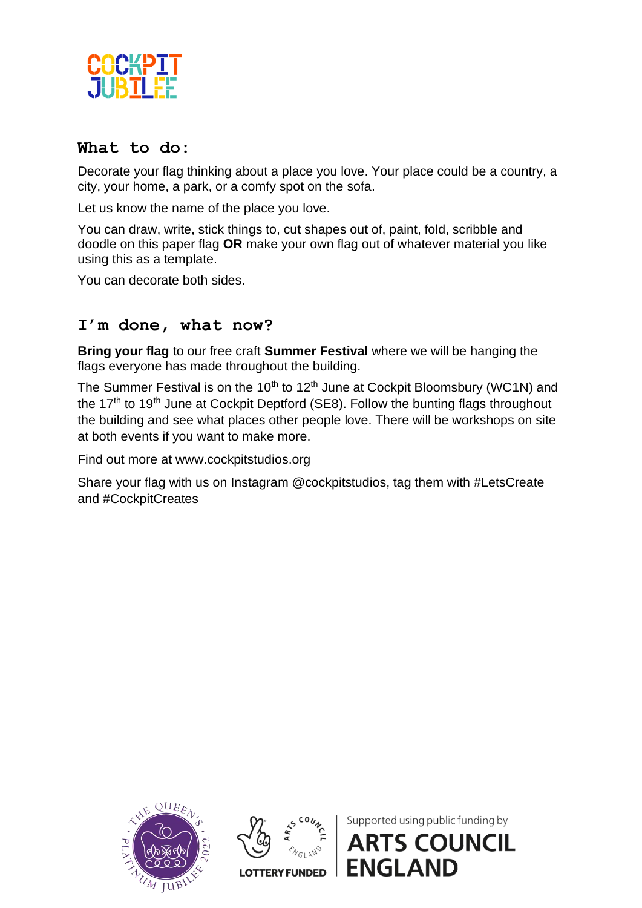COCKPIT JUBILEE

## What to do:

Decorate your flag thinking about a place you love. Your place could be a country, a city, your home, a park, or a comfy spot on the sofa.

Let us know the name of the place you love.

You can draw, write, stick things to, cut shapes out of, paint, fold, scribble and doodle on this paper flag **OR** make your own flag out of whatever material you like using this as a template.

You can decorate both sides.

## I'm done, what now?

**Bring your flag** to our free craft **Summer Festival** where we will be hanging the flags everyone has made throughout the building.

The Summer Festival is on the 10th to 12th June at Cockpit Bloomsbury (WC1N) and the 17th to 19th June at Cockpit Deptford (SE8). Follow the bunting flags throughout the building and see what places other people love. There will be workshops on site at both events if you want to make more.

Find out more at www.cockpitstudios.org

Share your flag with us on Instagram @cockpitstudios, tag them with #LetsCreate and #CockpitCreates

The Queen's Platinum Jubilee 2022

LOTTERY FUNDED

Supported using public funding by ARTS COUNCIL ENGLAND